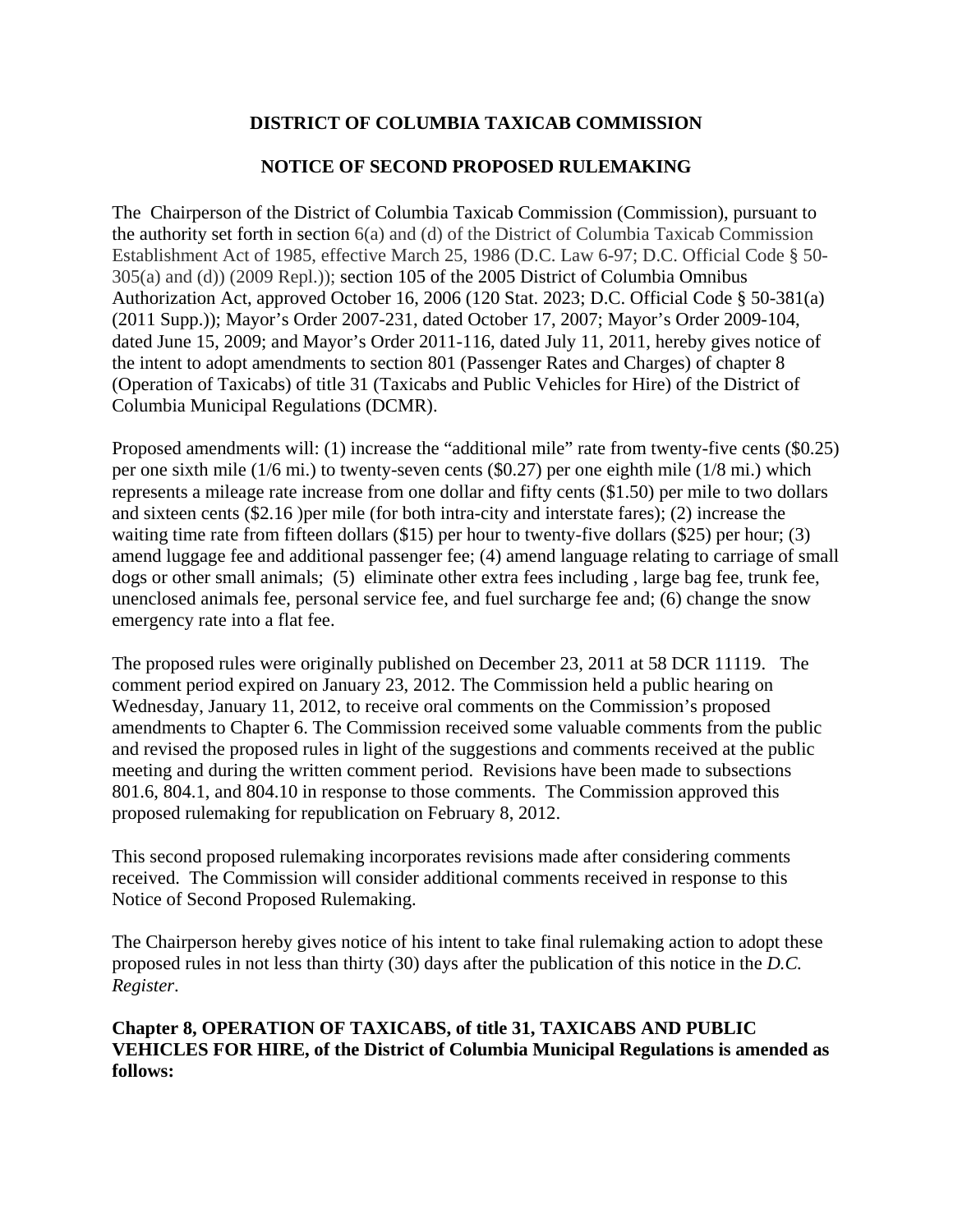**DISTRICT OF COLUMBIA TAXICAB COMMISSION**

**NOTICE OF SECOND PROPOSED RULEMAKING**

The Chairperson of the District of Columbia Taxicab Commission (Commission), pursuant to the authority set forth in section 6(a) and (d) of the District of Columbia Taxicab Commission Establishment Act of 1985, effective March 25, 1986 (D.C. Law 6-97; D.C. Official Code § 50-305(a) and (d)) (2009 Repl.)); section 105 of the 2005 District of Columbia Omnibus Authorization Act, approved October 16, 2006 (120 Stat. 2023; D.C. Official Code § 50-381(a) (2011 Supp.)); Mayor's Order 2007-231, dated October 17, 2007; Mayor's Order 2009-104, dated June 15, 2009; and Mayor's Order 2011-116, dated July 11, 2011, hereby gives notice of the intent to adopt amendments to section 801 (Passenger Rates and Charges) of chapter 8 (Operation of Taxicabs) of title 31 (Taxicabs and Public Vehicles for Hire) of the District of Columbia Municipal Regulations (DCMR).

Proposed amendments will: (1) increase the "additional mile" rate from twenty-five cents ($0.25) per one sixth mile (1/6 mi.) to twenty-seven cents ($0.27) per one eighth mile (1/8 mi.) which represents a mileage rate increase from one dollar and fifty cents ($1.50) per mile to two dollars and sixteen cents ($2.16 )per mile (for both intra-city and interstate fares); (2) increase the waiting time rate from fifteen dollars ($15) per hour to twenty-five dollars ($25) per hour; (3) amend luggage fee and additional passenger fee; (4) amend language relating to carriage of small dogs or other small animals; (5) eliminate other extra fees including , large bag fee, trunk fee, unenclosed animals fee, personal service fee, and fuel surcharge fee and; (6) change the snow emergency rate into a flat fee.

The proposed rules were originally published on December 23, 2011 at 58 DCR 11119. The comment period expired on January 23, 2012. The Commission held a public hearing on Wednesday, January 11, 2012, to receive oral comments on the Commission's proposed amendments to Chapter 6. The Commission received some valuable comments from the public and revised the proposed rules in light of the suggestions and comments received at the public meeting and during the written comment period. Revisions have been made to subsections 801.6, 804.1, and 804.10 in response to those comments. The Commission approved this proposed rulemaking for republication on February 8, 2012.

This second proposed rulemaking incorporates revisions made after considering comments received. The Commission will consider additional comments received in response to this Notice of Second Proposed Rulemaking.

The Chairperson hereby gives notice of his intent to take final rulemaking action to adopt these proposed rules in not less than thirty (30) days after the publication of this notice in the *D.C. Register*.

**Chapter 8, OPERATION OF TAXICABS, of title 31, TAXICABS AND PUBLIC VEHICLES FOR HIRE, of the District of Columbia Municipal Regulations is amended as follows:**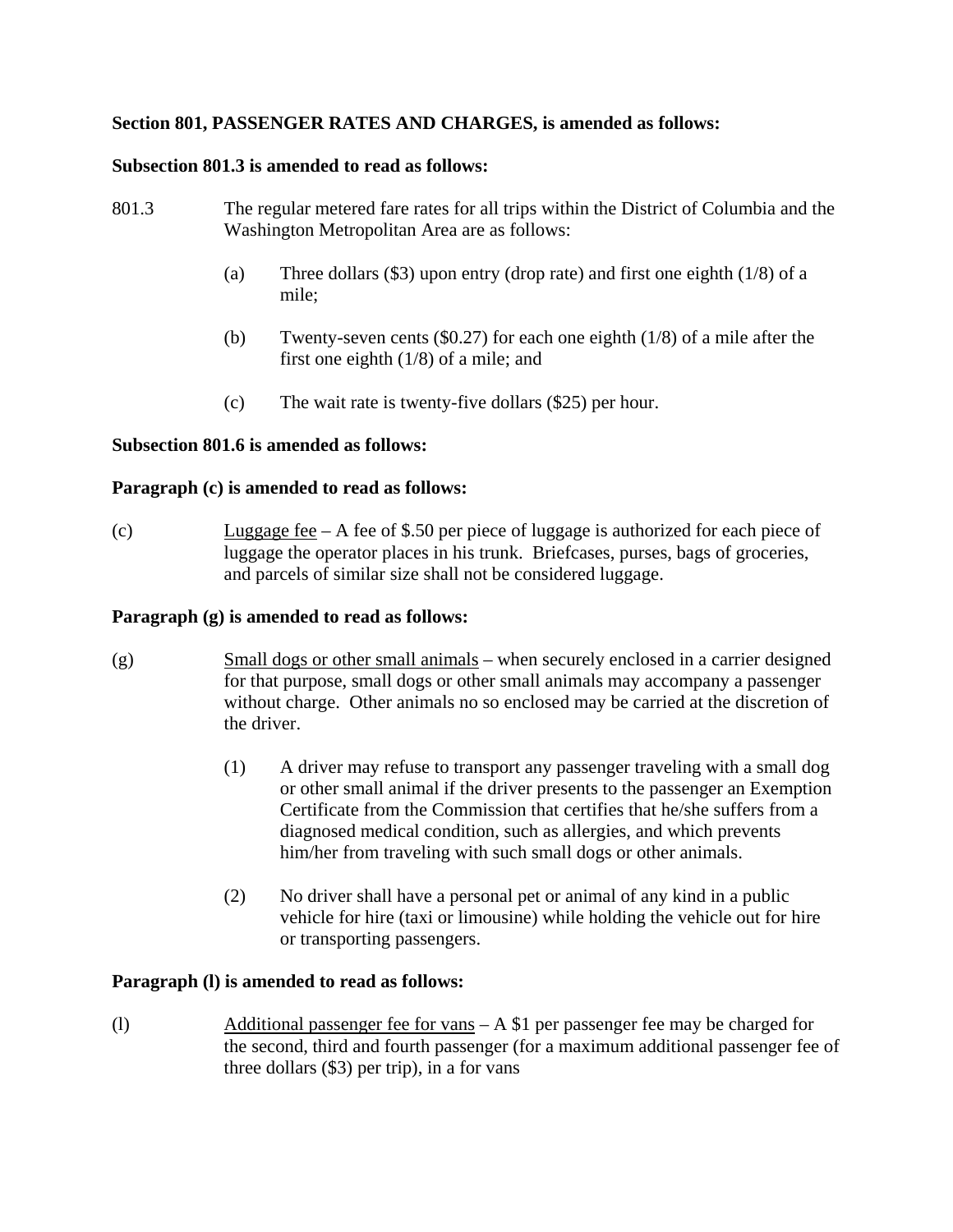**Section 801, PASSENGER RATES AND CHARGES, is amended as follows:**

**Subsection 801.3 is amended to read as follows:**

801.3 The regular metered fare rates for all trips within the District of Columbia and the Washington Metropolitan Area are as follows:

(a) Three dollars ($3) upon entry (drop rate) and first one eighth (1/8) of a mile;

(b) Twenty-seven cents ($0.27) for each one eighth (1/8) of a mile after the first one eighth (1/8) of a mile; and

(c) The wait rate is twenty-five dollars ($25) per hour.

**Subsection 801.6 is amended as follows:**

**Paragraph (c) is amended to read as follows:**

(c) Luggage fee – A fee of $.50 per piece of luggage is authorized for each piece of luggage the operator places in his trunk. Briefcases, purses, bags of groceries, and parcels of similar size shall not be considered luggage.

**Paragraph (g) is amended to read as follows:**

(g) Small dogs or other small animals – when securely enclosed in a carrier designed for that purpose, small dogs or other small animals may accompany a passenger without charge. Other animals no so enclosed may be carried at the discretion of the driver.

(1) A driver may refuse to transport any passenger traveling with a small dog or other small animal if the driver presents to the passenger an Exemption Certificate from the Commission that certifies that he/she suffers from a diagnosed medical condition, such as allergies, and which prevents him/her from traveling with such small dogs or other animals.

(2) No driver shall have a personal pet or animal of any kind in a public vehicle for hire (taxi or limousine) while holding the vehicle out for hire or transporting passengers.

**Paragraph (l) is amended to read as follows:**

(l) Additional passenger fee for vans – A $1 per passenger fee may be charged for the second, third and fourth passenger (for a maximum additional passenger fee of three dollars ($3) per trip), in a for vans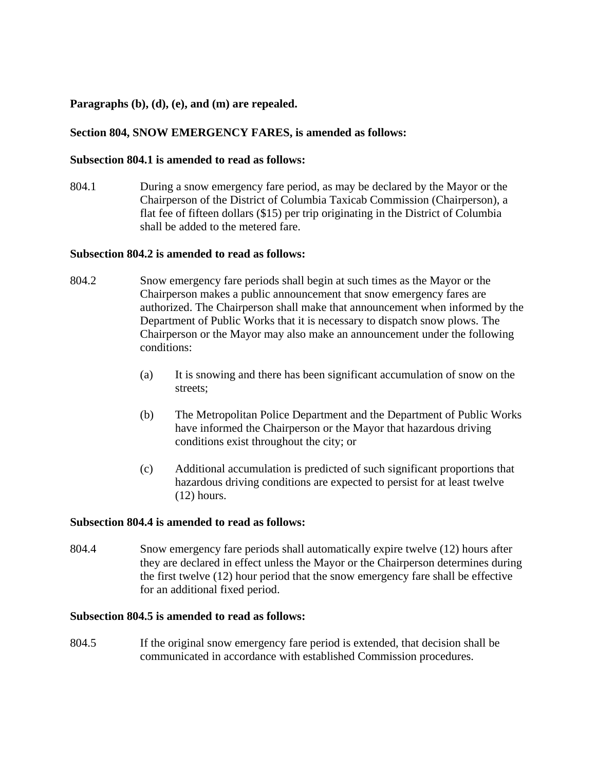**Paragraphs (b), (d), (e), and (m) are repealed.**

**Section 804, SNOW EMERGENCY FARES, is amended as follows:**

**Subsection 804.1 is amended to read as follows:**

804.1 During a snow emergency fare period, as may be declared by the Mayor or the Chairperson of the District of Columbia Taxicab Commission (Chairperson), a flat fee of fifteen dollars ($15) per trip originating in the District of Columbia shall be added to the metered fare.

**Subsection 804.2 is amended to read as follows:**

804.2 Snow emergency fare periods shall begin at such times as the Mayor or the Chairperson makes a public announcement that snow emergency fares are authorized. The Chairperson shall make that announcement when informed by the Department of Public Works that it is necessary to dispatch snow plows. The Chairperson or the Mayor may also make an announcement under the following conditions:

(a) It is snowing and there has been significant accumulation of snow on the streets;

(b) The Metropolitan Police Department and the Department of Public Works have informed the Chairperson or the Mayor that hazardous driving conditions exist throughout the city; or

(c) Additional accumulation is predicted of such significant proportions that hazardous driving conditions are expected to persist for at least twelve (12) hours.

**Subsection 804.4 is amended to read as follows:**

804.4 Snow emergency fare periods shall automatically expire twelve (12) hours after they are declared in effect unless the Mayor or the Chairperson determines during the first twelve (12) hour period that the snow emergency fare shall be effective for an additional fixed period.

**Subsection 804.5 is amended to read as follows:**

804.5 If the original snow emergency fare period is extended, that decision shall be communicated in accordance with established Commission procedures.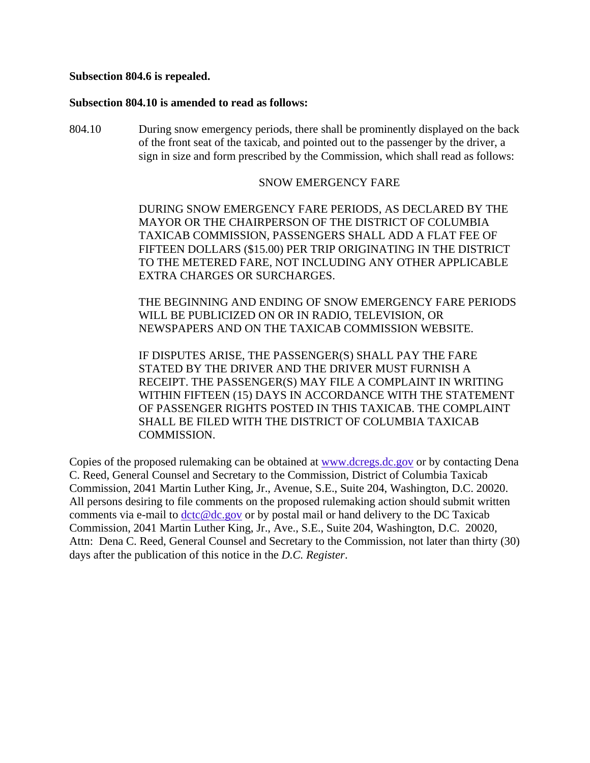**Subsection 804.6 is repealed.**

**Subsection 804.10 is amended to read as follows:**

804.10 During snow emergency periods, there shall be prominently displayed on the back of the front seat of the taxicab, and pointed out to the passenger by the driver, a sign in size and form prescribed by the Commission, which shall read as follows:

SNOW EMERGENCY FARE

DURING SNOW EMERGENCY FARE PERIODS, AS DECLARED BY THE MAYOR OR THE CHAIRPERSON OF THE DISTRICT OF COLUMBIA TAXICAB COMMISSION, PASSENGERS SHALL ADD A FLAT FEE OF FIFTEEN DOLLARS ($15.00) PER TRIP ORIGINATING IN THE DISTRICT TO THE METERED FARE, NOT INCLUDING ANY OTHER APPLICABLE EXTRA CHARGES OR SURCHARGES.

THE BEGINNING AND ENDING OF SNOW EMERGENCY FARE PERIODS WILL BE PUBLICIZED ON OR IN RADIO, TELEVISION, OR NEWSPAPERS AND ON THE TAXICAB COMMISSION WEBSITE.

IF DISPUTES ARISE, THE PASSENGER(S) SHALL PAY THE FARE STATED BY THE DRIVER AND THE DRIVER MUST FURNISH A RECEIPT. THE PASSENGER(S) MAY FILE A COMPLAINT IN WRITING WITHIN FIFTEEN (15) DAYS IN ACCORDANCE WITH THE STATEMENT OF PASSENGER RIGHTS POSTED IN THIS TAXICAB. THE COMPLAINT SHALL BE FILED WITH THE DISTRICT OF COLUMBIA TAXICAB COMMISSION.

Copies of the proposed rulemaking can be obtained at www.dcregs.dc.gov or by contacting Dena C. Reed, General Counsel and Secretary to the Commission, District of Columbia Taxicab Commission, 2041 Martin Luther King, Jr., Avenue, S.E., Suite 204, Washington, D.C. 20020. All persons desiring to file comments on the proposed rulemaking action should submit written comments via e-mail to dctc@dc.gov or by postal mail or hand delivery to the DC Taxicab Commission, 2041 Martin Luther King, Jr., Ave., S.E., Suite 204, Washington, D.C. 20020, Attn: Dena C. Reed, General Counsel and Secretary to the Commission, not later than thirty (30) days after the publication of this notice in the *D.C. Register*.